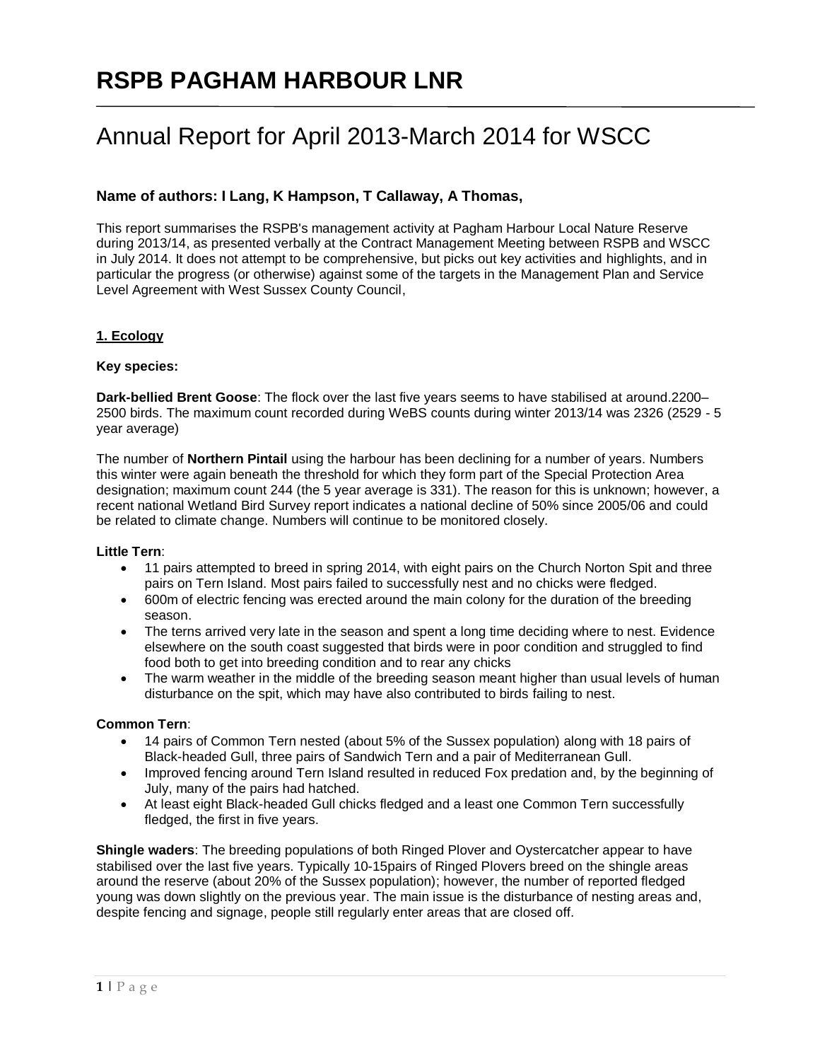# RSPB PAGHAM HARBOUR LNR

## Annual Report for April 2013-March 2014 for WSCC

**Name of authors: I Lang, K Hampson, T Callaway, A Thomas,**

This report summarises the RSPB's management activity at Pagham Harbour Local Nature Reserve during 2013/14, as presented verbally at the Contract Management Meeting between RSPB and WSCC in July 2014. It does not attempt to be comprehensive, but picks out key activities and highlights, and in particular the progress (or otherwise) against some of the targets in the Management Plan and Service Level Agreement with West Sussex County Council,

### 1. Ecology

**Key species:**

**Dark-bellied Brent Goose**: The flock over the last five years seems to have stabilised at around.2200–2500 birds. The maximum count recorded during WeBS counts during winter 2013/14 was 2326 (2529 - 5 year average)

The number of **Northern Pintail** using the harbour has been declining for a number of years. Numbers this winter were again beneath the threshold for which they form part of the Special Protection Area designation; maximum count 244 (the 5 year average is 331). The reason for this is unknown; however, a recent national Wetland Bird Survey report indicates a national decline of 50% since 2005/06 and could be related to climate change. Numbers will continue to be monitored closely.

**Little Tern**:

- 11 pairs attempted to breed in spring 2014, with eight pairs on the Church Norton Spit and three pairs on Tern Island. Most pairs failed to successfully nest and no chicks were fledged.
- 600m of electric fencing was erected around the main colony for the duration of the breeding season.
- The terns arrived very late in the season and spent a long time deciding where to nest. Evidence elsewhere on the south coast suggested that birds were in poor condition and struggled to find food both to get into breeding condition and to rear any chicks
- The warm weather in the middle of the breeding season meant higher than usual levels of human disturbance on the spit, which may have also contributed to birds failing to nest.

**Common Tern**:

- 14 pairs of Common Tern nested (about 5% of the Sussex population) along with 18 pairs of Black-headed Gull, three pairs of Sandwich Tern and a pair of Mediterranean Gull.
- Improved fencing around Tern Island resulted in reduced Fox predation and, by the beginning of July, many of the pairs had hatched.
- At least eight Black-headed Gull chicks fledged and a least one Common Tern successfully fledged, the first in five years.

**Shingle waders**: The breeding populations of both Ringed Plover and Oystercatcher appear to have stabilised over the last five years. Typically 10-15pairs of Ringed Plovers breed on the shingle areas around the reserve (about 20% of the Sussex population); however, the number of reported fledged young was down slightly on the previous year. The main issue is the disturbance of nesting areas and, despite fencing and signage, people still regularly enter areas that are closed off.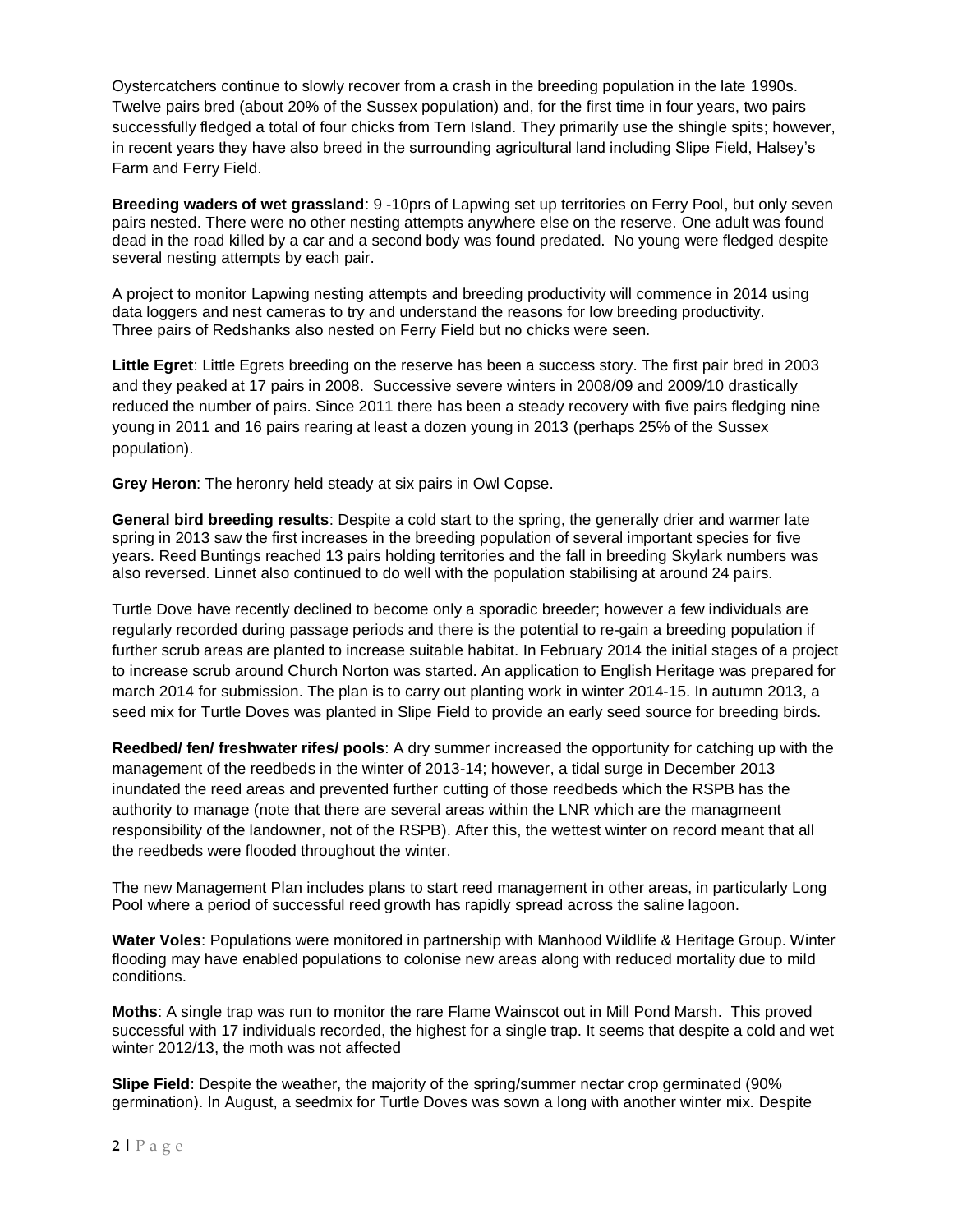Oystercatchers continue to slowly recover from a crash in the breeding population in the late 1990s. Twelve pairs bred (about 20% of the Sussex population) and, for the first time in four years, two pairs successfully fledged a total of four chicks from Tern Island. They primarily use the shingle spits; however, in recent years they have also breed in the surrounding agricultural land including Slipe Field, Halsey's Farm and Ferry Field.

**Breeding waders of wet grassland**: 9 -10prs of Lapwing set up territories on Ferry Pool, but only seven pairs nested. There were no other nesting attempts anywhere else on the reserve. One adult was found dead in the road killed by a car and a second body was found predated. No young were fledged despite several nesting attempts by each pair.

A project to monitor Lapwing nesting attempts and breeding productivity will commence in 2014 using data loggers and nest cameras to try and understand the reasons for low breeding productivity. Three pairs of Redshanks also nested on Ferry Field but no chicks were seen.

**Little Egret**: Little Egrets breeding on the reserve has been a success story. The first pair bred in 2003 and they peaked at 17 pairs in 2008. Successive severe winters in 2008/09 and 2009/10 drastically reduced the number of pairs. Since 2011 there has been a steady recovery with five pairs fledging nine young in 2011 and 16 pairs rearing at least a dozen young in 2013 (perhaps 25% of the Sussex population).

**Grey Heron**: The heronry held steady at six pairs in Owl Copse.

**General bird breeding results**: Despite a cold start to the spring, the generally drier and warmer late spring in 2013 saw the first increases in the breeding population of several important species for five years. Reed Buntings reached 13 pairs holding territories and the fall in breeding Skylark numbers was also reversed. Linnet also continued to do well with the population stabilising at around 24 pairs.

Turtle Dove have recently declined to become only a sporadic breeder; however a few individuals are regularly recorded during passage periods and there is the potential to re-gain a breeding population if further scrub areas are planted to increase suitable habitat. In February 2014 the initial stages of a project to increase scrub around Church Norton was started. An application to English Heritage was prepared for march 2014 for submission. The plan is to carry out planting work in winter 2014-15. In autumn 2013, a seed mix for Turtle Doves was planted in Slipe Field to provide an early seed source for breeding birds.

**Reedbed/ fen/ freshwater rifes/ pools**: A dry summer increased the opportunity for catching up with the management of the reedbeds in the winter of 2013-14; however, a tidal surge in December 2013 inundated the reed areas and prevented further cutting of those reedbeds which the RSPB has the authority to manage (note that there are several areas within the LNR which are the managmeent responsibility of the landowner, not of the RSPB). After this, the wettest winter on record meant that all the reedbeds were flooded throughout the winter.

The new Management Plan includes plans to start reed management in other areas, in particularly Long Pool where a period of successful reed growth has rapidly spread across the saline lagoon.

**Water Voles**: Populations were monitored in partnership with Manhood Wildlife & Heritage Group. Winter flooding may have enabled populations to colonise new areas along with reduced mortality due to mild conditions.

**Moths**: A single trap was run to monitor the rare Flame Wainscot out in Mill Pond Marsh. This proved successful with 17 individuals recorded, the highest for a single trap. It seems that despite a cold and wet winter 2012/13, the moth was not affected

**Slipe Field**: Despite the weather, the majority of the spring/summer nectar crop germinated (90% germination). In August, a seedmix for Turtle Doves was sown a long with another winter mix. Despite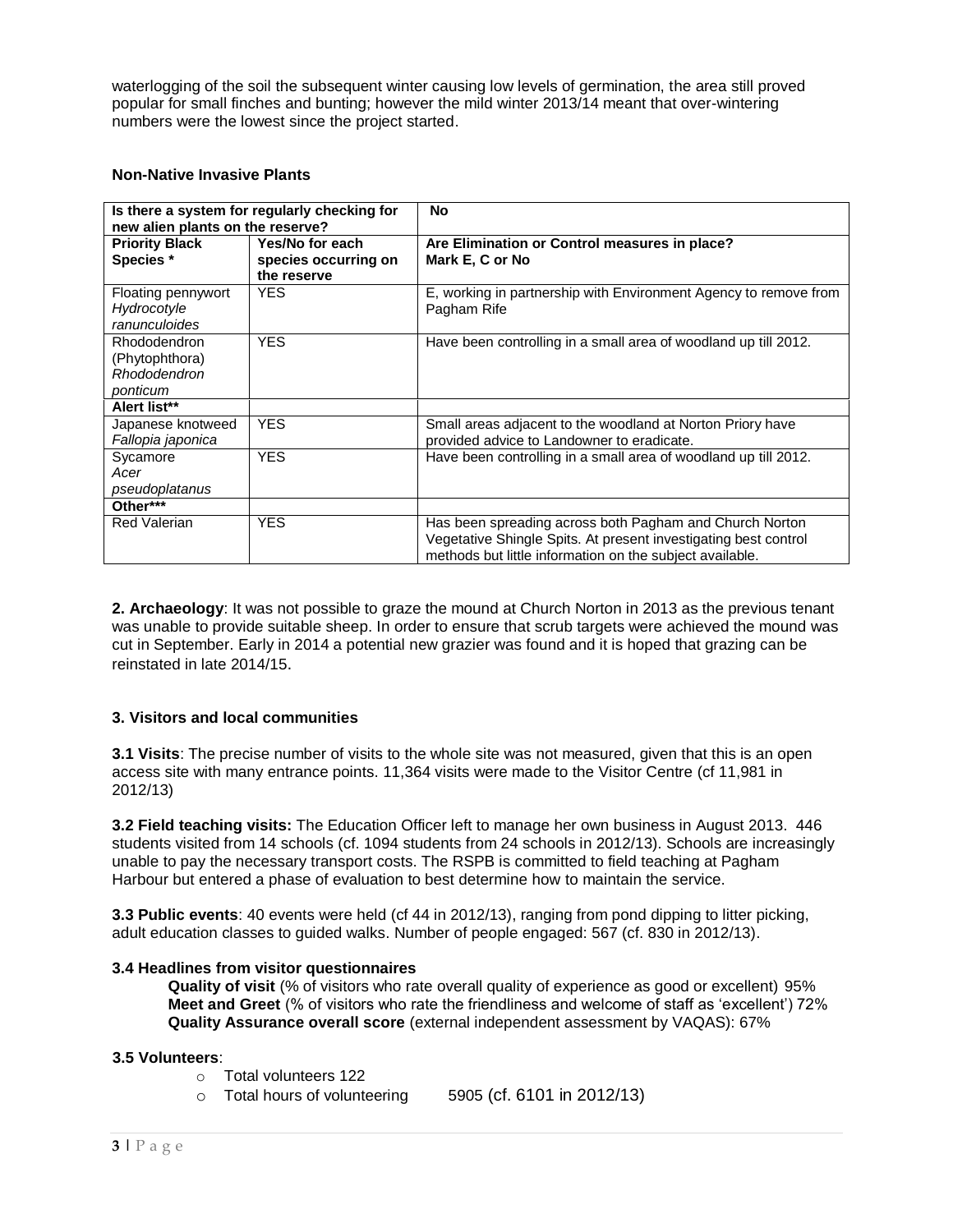waterlogging of the soil the subsequent winter causing low levels of germination, the area still proved popular for small finches and bunting; however the mild winter 2013/14 meant that over-wintering numbers were the lowest since the project started.

**Non-Native Invasive Plants**

| **Is there a system for regularly checking for new alien plants on the reserve?** | | **No** |
|---|---|---|
| **Priority Black Species *** | **Yes/No for each species occurring on the reserve** | **Are Elimination or Control measures in place? Mark E, C or No** |
| Floating pennywort *Hydrocotyle ranunculoides* | YES | E, working in partnership with Environment Agency to remove from Pagham Rife |
| Rhododendron (Phytophthora) *Rhododendron ponticum* | YES | Have been controlling in a small area of woodland up till 2012. |
| **Alert list**** | | |
| Japanese knotweed *Fallopia japonica* | YES | Small areas adjacent to the woodland at Norton Priory have provided advice to Landowner to eradicate. |
| Sycamore *Acer pseudoplatanus* | YES | Have been controlling in a small area of woodland up till 2012. |
| **Other***** | | |
| Red Valerian | YES | Has been spreading across both Pagham and Church Norton Vegetative Shingle Spits. At present investigating best control methods but little information on the subject available. |

**2. Archaeology**: It was not possible to graze the mound at Church Norton in 2013 as the previous tenant was unable to provide suitable sheep. In order to ensure that scrub targets were achieved the mound was cut in September. Early in 2014 a potential new grazier was found and it is hoped that grazing can be reinstated in late 2014/15.

### 3. Visitors and local communities

**3.1 Visits**: The precise number of visits to the whole site was not measured, given that this is an open access site with many entrance points. 11,364 visits were made to the Visitor Centre (cf 11,981 in 2012/13)

**3.2 Field teaching visits:** The Education Officer left to manage her own business in August 2013. 446 students visited from 14 schools (cf. 1094 students from 24 schools in 2012/13). Schools are increasingly unable to pay the necessary transport costs. The RSPB is committed to field teaching at Pagham Harbour but entered a phase of evaluation to best determine how to maintain the service.

**3.3 Public events**: 40 events were held (cf 44 in 2012/13), ranging from pond dipping to litter picking, adult education classes to guided walks. Number of people engaged: 567 (cf. 830 in 2012/13).

**3.4 Headlines from visitor questionnaires**

**Quality of visit** (% of visitors who rate overall quality of experience as good or excellent) 95%
**Meet and Greet** (% of visitors who rate the friendliness and welcome of staff as 'excellent') 72%
**Quality Assurance overall score** (external independent assessment by VAQAS): 67%

**3.5 Volunteers**:

- Total volunteers 122
- Total hours of volunteering 5905 (cf. 6101 in 2012/13)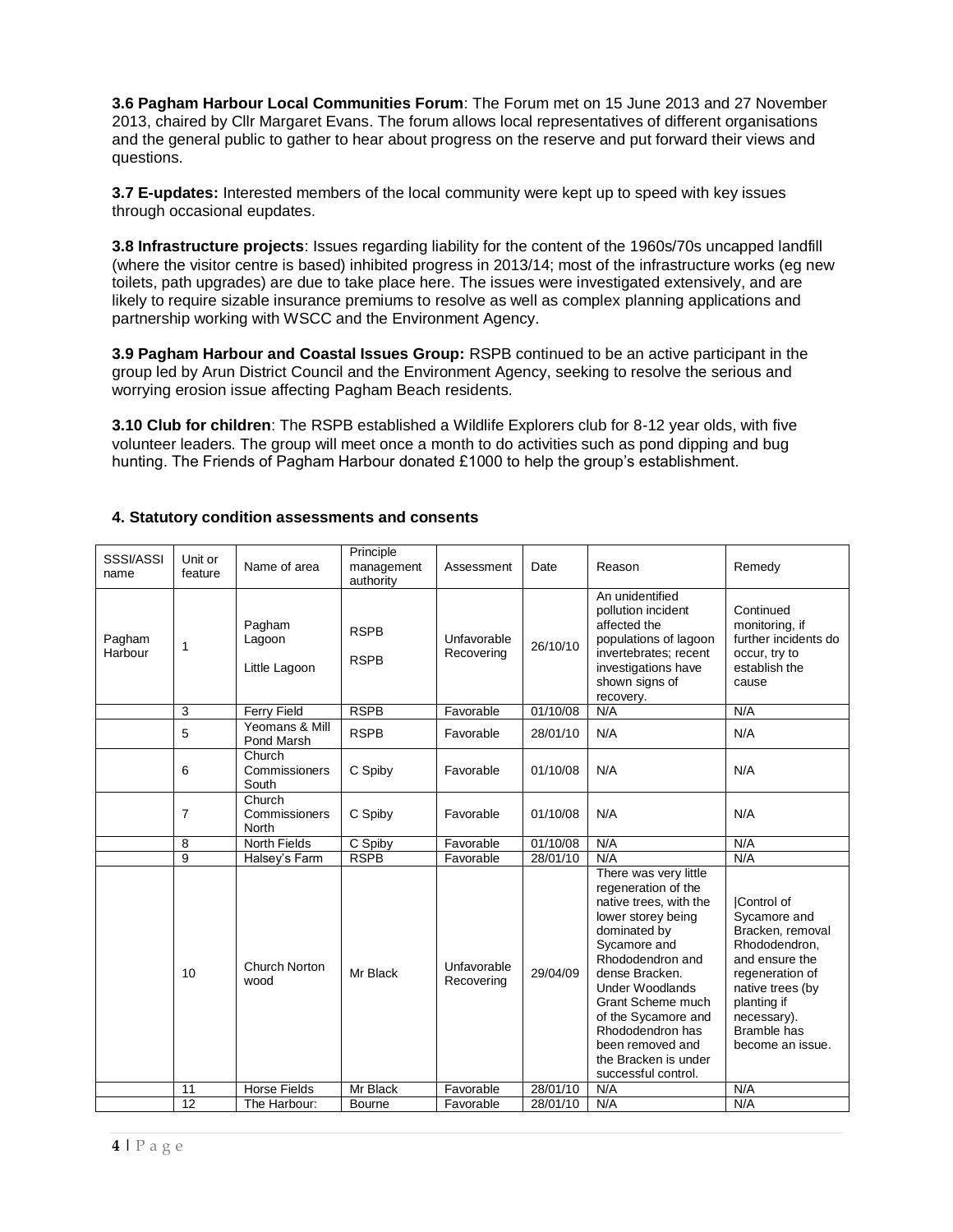**3.6 Pagham Harbour Local Communities Forum**: The Forum met on 15 June 2013 and 27 November 2013, chaired by Cllr Margaret Evans. The forum allows local representatives of different organisations and the general public to gather to hear about progress on the reserve and put forward their views and questions.

**3.7 E-updates:** Interested members of the local community were kept up to speed with key issues through occasional eupdates.

**3.8 Infrastructure projects**: Issues regarding liability for the content of the 1960s/70s uncapped landfill (where the visitor centre is based) inhibited progress in 2013/14; most of the infrastructure works (eg new toilets, path upgrades) are due to take place here. The issues were investigated extensively, and are likely to require sizable insurance premiums to resolve as well as complex planning applications and partnership working with WSCC and the Environment Agency.

**3.9 Pagham Harbour and Coastal Issues Group:** RSPB continued to be an active participant in the group led by Arun District Council and the Environment Agency, seeking to resolve the serious and worrying erosion issue affecting Pagham Beach residents.

**3.10 Club for children**: The RSPB established a Wildlife Explorers club for 8-12 year olds, with five volunteer leaders. The group will meet once a month to do activities such as pond dipping and bug hunting. The Friends of Pagham Harbour donated £1000 to help the group's establishment.

## 4. Statutory condition assessments and consents

| SSSI/ASSI name | Unit or feature | Name of area | Principle management authority | Assessment | Date | Reason | Remedy |
|---|---|---|---|---|---|---|---|
| Pagham Harbour | 1 | Pagham Lagoon<br><br>Little Lagoon | RSPB<br><br>RSPB | Unfavorable Recovering | 26/10/10 | An unidentified pollution incident affected the populations of lagoon invertebrates; recent investigations have shown signs of recovery. | Continued monitoring, if further incidents do occur, try to establish the cause |
| | 3 | Ferry Field | RSPB | Favorable | 01/10/08 | N/A | N/A |
| | 5 | Yeomans & Mill Pond Marsh | RSPB | Favorable | 28/01/10 | N/A | N/A |
| | 6 | Church Commissioners South | C Spiby | Favorable | 01/10/08 | N/A | N/A |
| | 7 | Church Commissioners North | C Spiby | Favorable | 01/10/08 | N/A | N/A |
| | 8 | North Fields | C Spiby | Favorable | 01/10/08 | N/A | N/A |
| | 9 | Halsey's Farm | RSPB | Favorable | 28/01/10 | N/A | N/A |
| | 10 | Church Norton wood | Mr Black | Unfavorable Recovering | 29/04/09 | There was very little regeneration of the native trees, with the lower storey being dominated by Sycamore and Rhododendron and dense Bracken. Under Woodlands Grant Scheme much of the Sycamore and Rhododendron has been removed and the Bracken is under successful control. | \|Control of Sycamore and Bracken, removal Rhododendron, and ensure the regeneration of native trees (by planting if necessary). Bramble has become an issue. |
| | 11 | Horse Fields | Mr Black | Favorable | 28/01/10 | N/A | N/A |
| | 12 | The Harbour: | Bourne | Favorable | 28/01/10 | N/A | N/A |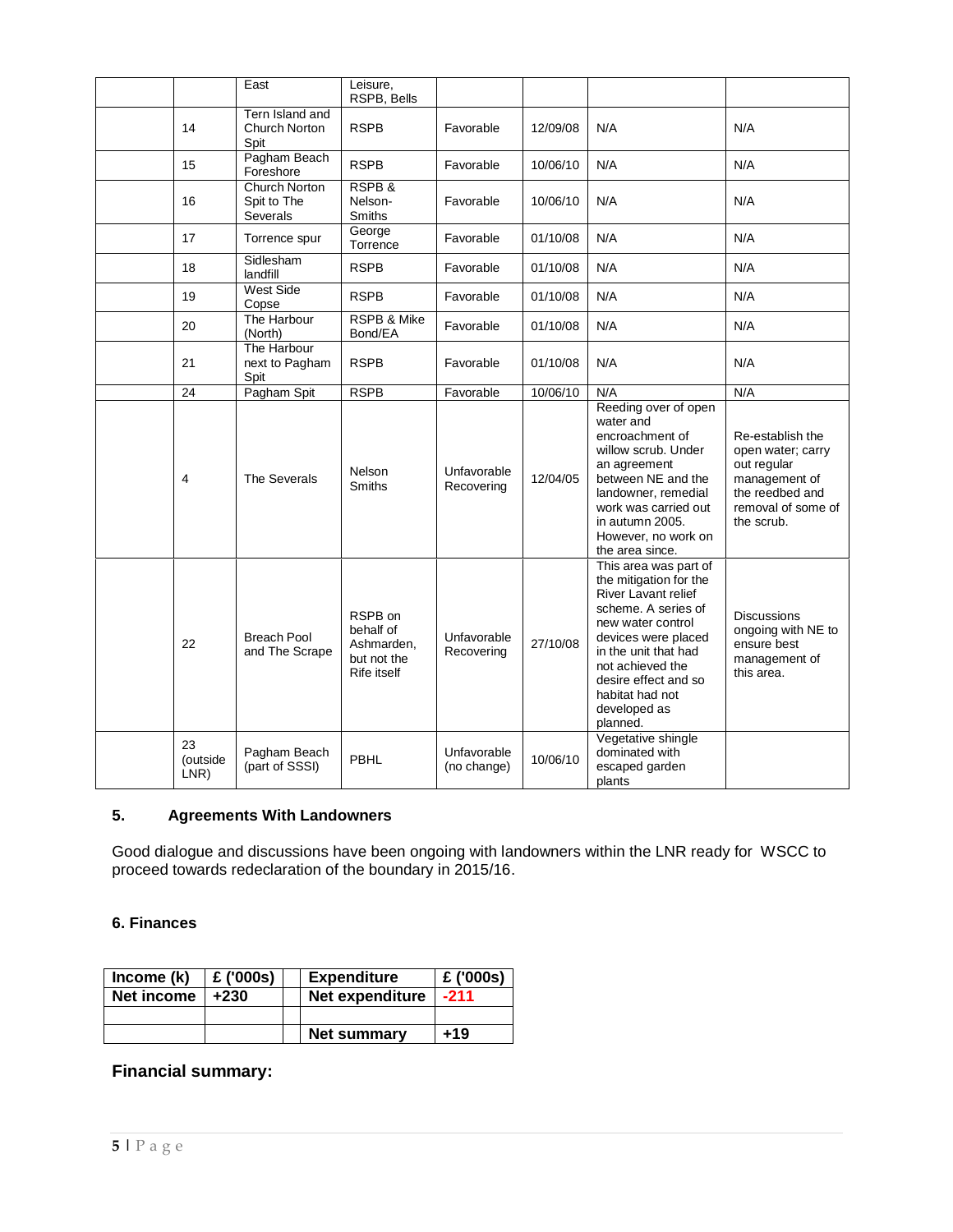| | | | | | | | |
|---|---|---|---|---|---|---|---|
| | | East | Leisure, RSPB, Bells | | | | |
| | 14 | Tern Island and Church Norton Spit | RSPB | Favorable | 12/09/08 | N/A | N/A |
| | 15 | Pagham Beach Foreshore | RSPB | Favorable | 10/06/10 | N/A | N/A |
| | 16 | Church Norton Spit to The Severals | RSPB & Nelson-Smiths | Favorable | 10/06/10 | N/A | N/A |
| | 17 | Torrence spur | George Torrence | Favorable | 01/10/08 | N/A | N/A |
| | 18 | Sidlesham landfill | RSPB | Favorable | 01/10/08 | N/A | N/A |
| | 19 | West Side Copse | RSPB | Favorable | 01/10/08 | N/A | N/A |
| | 20 | The Harbour (North) | RSPB & Mike Bond/EA | Favorable | 01/10/08 | N/A | N/A |
| | 21 | The Harbour next to Pagham Spit | RSPB | Favorable | 01/10/08 | N/A | N/A |
| | 24 | Pagham Spit | RSPB | Favorable | 10/06/10 | N/A | N/A |
| | 4 | The Severals | Nelson Smiths | Unfavorable Recovering | 12/04/05 | Reeding over of open water and encroachment of willow scrub. Under an agreement between NE and the landowner, remedial work was carried out in autumn 2005. However, no work on the area since. | Re-establish the open water; carry out regular management of the reedbed and removal of some of the scrub. |
| | 22 | Breach Pool and The Scrape | RSPB on behalf of Ashmarden, but not the Rife itself | Unfavorable Recovering | 27/10/08 | This area was part of the mitigation for the River Lavant relief scheme. A series of new water control devices were placed in the unit that had not achieved the desire effect and so habitat had not developed as planned. | Discussions ongoing with NE to ensure best management of this area. |
| | 23 (outside LNR) | Pagham Beach (part of SSSI) | PBHL | Unfavorable (no change) | 10/06/10 | Vegetative shingle dominated with escaped garden plants | |

## 5. Agreements With Landowners

Good dialogue and discussions have been ongoing with landowners within the LNR ready for WSCC to proceed towards redeclaration of the boundary in 2015/16.

## 6. Finances

| Income (k) | £ ('000s) | | Expenditure | £ ('000s) |
|---|---|---|---|---|
| **Net income** | **+230** | | **Net expenditure** | **-211** |
| | | | | |
| | | | **Net summary** | **+19** |

## Financial summary: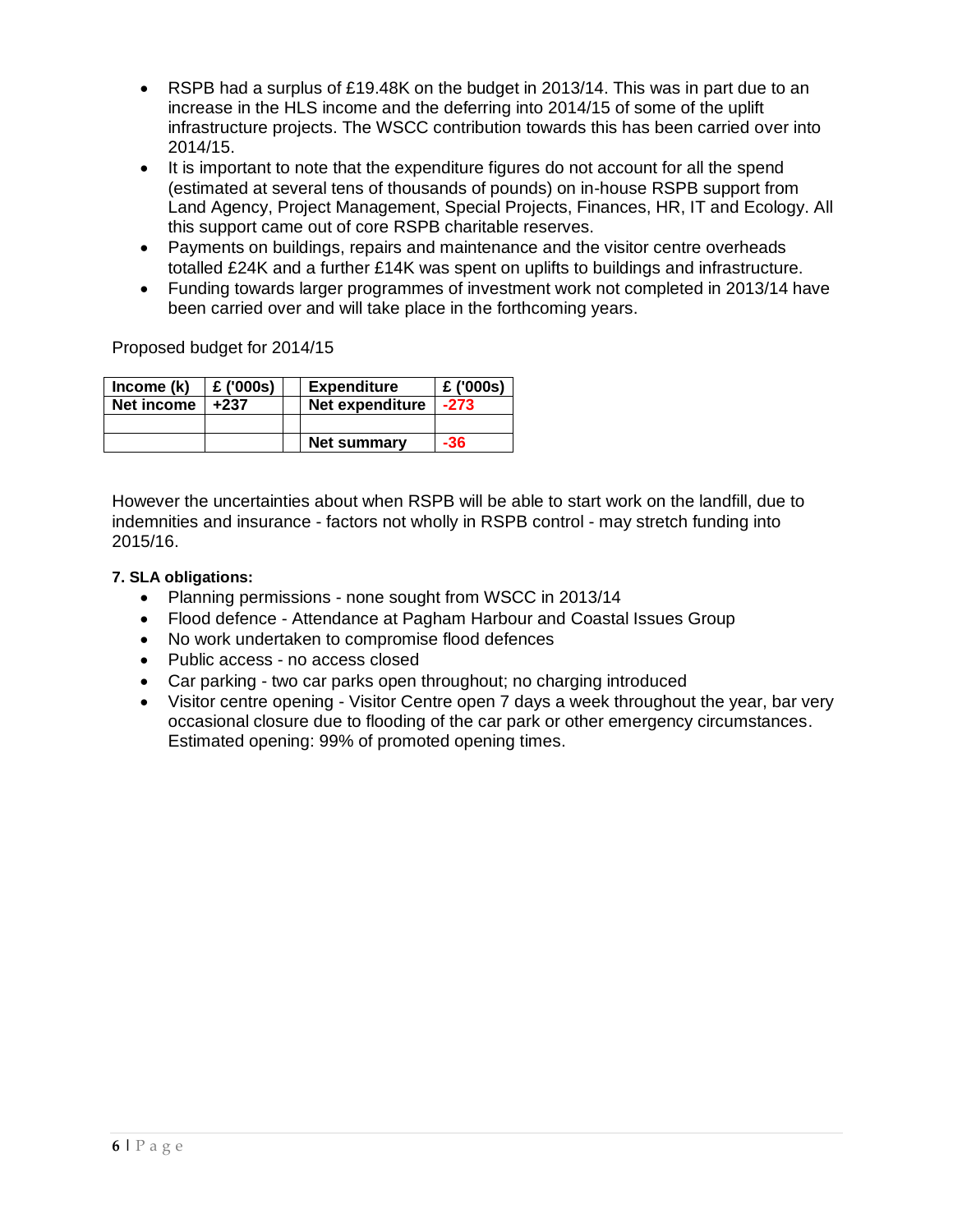- RSPB had a surplus of £19.48K on the budget in 2013/14. This was in part due to an increase in the HLS income and the deferring into 2014/15 of some of the uplift infrastructure projects. The WSCC contribution towards this has been carried over into 2014/15.
- It is important to note that the expenditure figures do not account for all the spend (estimated at several tens of thousands of pounds) on in-house RSPB support from Land Agency, Project Management, Special Projects, Finances, HR, IT and Ecology. All this support came out of core RSPB charitable reserves.
- Payments on buildings, repairs and maintenance and the visitor centre overheads totalled £24K and a further £14K was spent on uplifts to buildings and infrastructure.
- Funding towards larger programmes of investment work not completed in 2013/14 have been carried over and will take place in the forthcoming years.

Proposed budget for 2014/15

| Income (k) | £ ('000s) | | Expenditure | £ ('000s) |
|---|---|---|---|---|
| Net income | +237 | | Net expenditure | -273 |
| | | | | |
| | | | Net summary | -36 |

However the uncertainties about when RSPB will be able to start work on the landfill, due to indemnities and insurance - factors not wholly in RSPB control - may stretch funding into 2015/16.

**7. SLA obligations:**

- Planning permissions - none sought from WSCC in 2013/14
- Flood defence - Attendance at Pagham Harbour and Coastal Issues Group
- No work undertaken to compromise flood defences
- Public access - no access closed
- Car parking - two car parks open throughout; no charging introduced
- Visitor centre opening - Visitor Centre open 7 days a week throughout the year, bar very occasional closure due to flooding of the car park or other emergency circumstances. Estimated opening: 99% of promoted opening times.